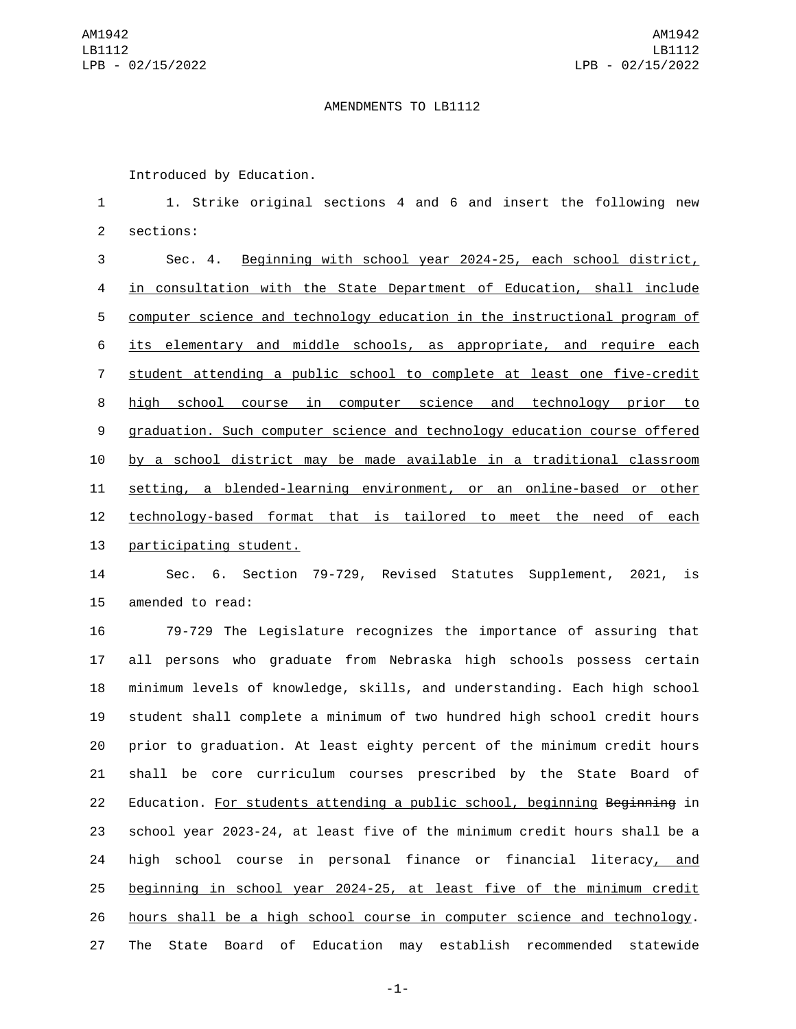AMENDMENTS TO LB1112

Introduced by Education.

1. Strike original sections 4 and 6 and insert the following new sections:

Sec. 4. <u>Beginning with school year 2024-25, each school district, in consultation with the State Department of Education, shall include computer science and technology education in the instructional program of its elementary and middle schools, as appropriate, and require each student attending a public school to complete at least one five-credit high school course in computer science and technology prior to graduation. Such computer science and technology education course offered by a school district may be made available in a traditional classroom setting, a blended-learning environment, or an online-based or other technology-based format that is tailored to meet the need of each participating student.</u>

Sec. 6. Section 79-729, Revised Statutes Supplement, 2021, is amended to read:

79-729 The Legislature recognizes the importance of assuring that all persons who graduate from Nebraska high schools possess certain minimum levels of knowledge, skills, and understanding. Each high school student shall complete a minimum of two hundred high school credit hours prior to graduation. At least eighty percent of the minimum credit hours shall be core curriculum courses prescribed by the State Board of Education. <u>For students attending a public school, beginning</u> ~~Beginning~~ in school year 2023-24, at least five of the minimum credit hours shall be a high school course in personal finance or financial literacy<u>, and beginning in school year 2024-25, at least five of the minimum credit hours shall be a high school course in computer science and technology</u>. The State Board of Education may establish recommended statewide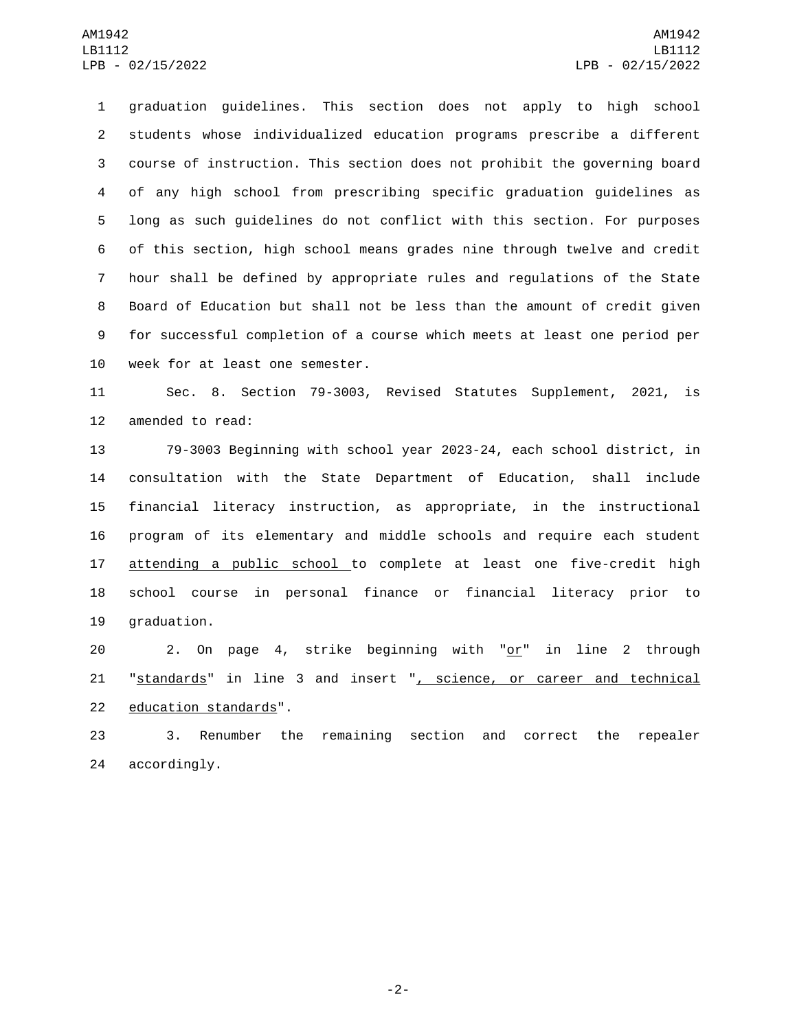graduation guidelines. This section does not apply to high school students whose individualized education programs prescribe a different course of instruction. This section does not prohibit the governing board of any high school from prescribing specific graduation guidelines as long as such guidelines do not conflict with this section. For purposes of this section, high school means grades nine through twelve and credit hour shall be defined by appropriate rules and regulations of the State Board of Education but shall not be less than the amount of credit given for successful completion of a course which meets at least one period per week for at least one semester.

Sec. 8. Section 79-3003, Revised Statutes Supplement, 2021, is amended to read:

79-3003 Beginning with school year 2023-24, each school district, in consultation with the State Department of Education, shall include financial literacy instruction, as appropriate, in the instructional program of its elementary and middle schools and require each student attending a public school to complete at least one five-credit high school course in personal finance or financial literacy prior to graduation.

2. On page 4, strike beginning with "or" in line 2 through "standards" in line 3 and insert ", science, or career and technical education standards".

3. Renumber the remaining section and correct the repealer accordingly.